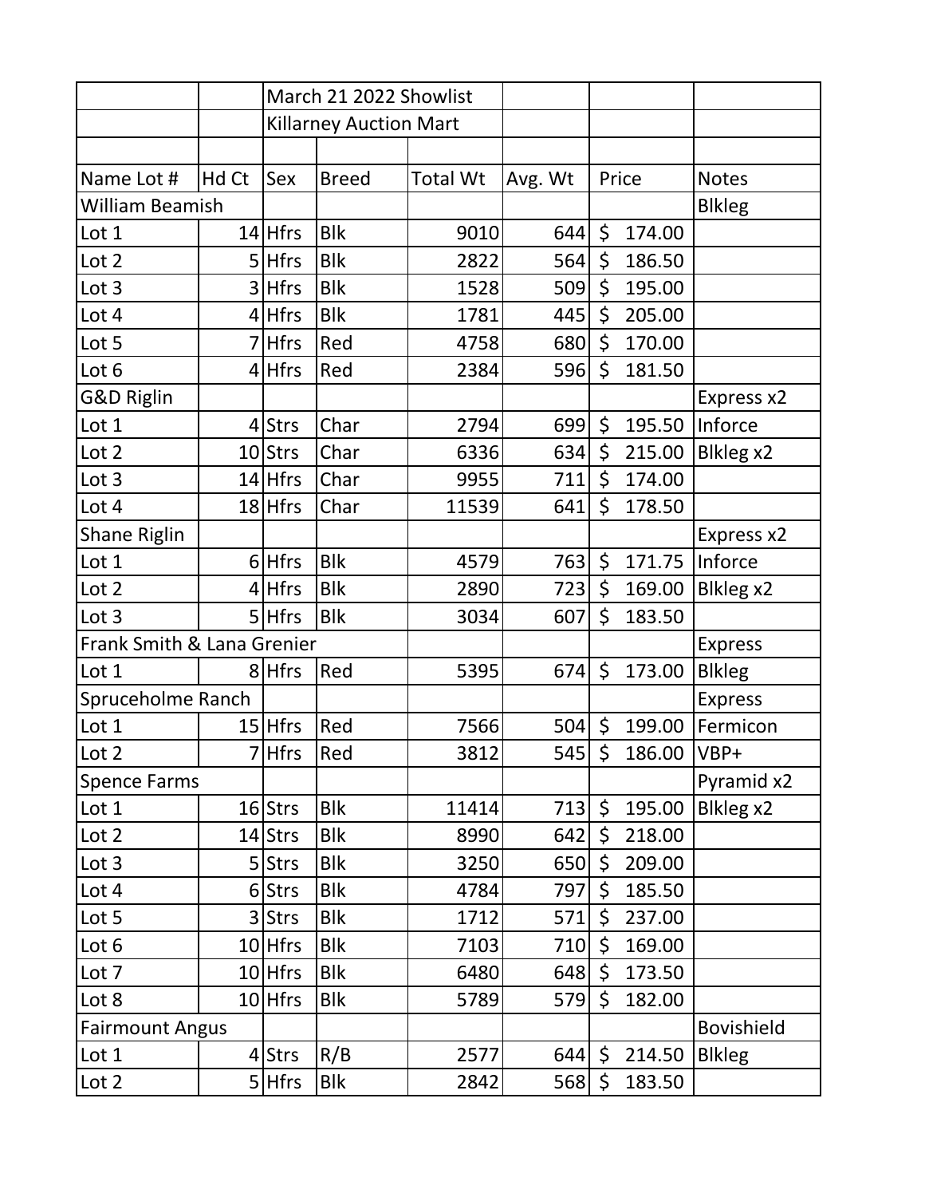| | | March 21 2022 Showlist | | | | | |
|---|---|---|---|---|---|---|---|
| | | Killarney Auction Mart | | | | | |
| | | | | | | | |
| Name Lot # | Hd Ct | Sex | Breed | Total Wt | Avg. Wt | Price | Notes |
| William Beamish | | | | | | | Blkleg |
| Lot 1 | 14 | Hfrs | Blk | 9010 | 644 | $ 174.00 | |
| Lot 2 | 5 | Hfrs | Blk | 2822 | 564 | $ 186.50 | |
| Lot 3 | 3 | Hfrs | Blk | 1528 | 509 | $ 195.00 | |
| Lot 4 | 4 | Hfrs | Blk | 1781 | 445 | $ 205.00 | |
| Lot 5 | 7 | Hfrs | Red | 4758 | 680 | $ 170.00 | |
| Lot 6 | 4 | Hfrs | Red | 2384 | 596 | $ 181.50 | |
| G&D Riglin | | | | | | | Express x2 |
| Lot 1 | 4 | Strs | Char | 2794 | 699 | $ 195.50 | Inforce |
| Lot 2 | 10 | Strs | Char | 6336 | 634 | $ 215.00 | Blkleg x2 |
| Lot 3 | 14 | Hfrs | Char | 9955 | 711 | $ 174.00 | |
| Lot 4 | 18 | Hfrs | Char | 11539 | 641 | $ 178.50 | |
| Shane Riglin | | | | | | | Express x2 |
| Lot 1 | 6 | Hfrs | Blk | 4579 | 763 | $ 171.75 | Inforce |
| Lot 2 | 4 | Hfrs | Blk | 2890 | 723 | $ 169.00 | Blkleg x2 |
| Lot 3 | 5 | Hfrs | Blk | 3034 | 607 | $ 183.50 | |
| Frank Smith & Lana Grenier | | | | | | | Express |
| Lot 1 | 8 | Hfrs | Red | 5395 | 674 | $ 173.00 | Blkleg |
| Spruceholme Ranch | | | | | | | Express |
| Lot 1 | 15 | Hfrs | Red | 7566 | 504 | $ 199.00 | Fermicon |
| Lot 2 | 7 | Hfrs | Red | 3812 | 545 | $ 186.00 | VBP+ |
| Spence Farms | | | | | | | Pyramid x2 |
| Lot 1 | 16 | Strs | Blk | 11414 | 713 | $ 195.00 | Blkleg x2 |
| Lot 2 | 14 | Strs | Blk | 8990 | 642 | $ 218.00 | |
| Lot 3 | 5 | Strs | Blk | 3250 | 650 | $ 209.00 | |
| Lot 4 | 6 | Strs | Blk | 4784 | 797 | $ 185.50 | |
| Lot 5 | 3 | Strs | Blk | 1712 | 571 | $ 237.00 | |
| Lot 6 | 10 | Hfrs | Blk | 7103 | 710 | $ 169.00 | |
| Lot 7 | 10 | Hfrs | Blk | 6480 | 648 | $ 173.50 | |
| Lot 8 | 10 | Hfrs | Blk | 5789 | 579 | $ 182.00 | |
| Fairmount Angus | | | | | | | Bovishield |
| Lot 1 | 4 | Strs | R/B | 2577 | 644 | $ 214.50 | Blkleg |
| Lot 2 | 5 | Hfrs | Blk | 2842 | 568 | $ 183.50 | |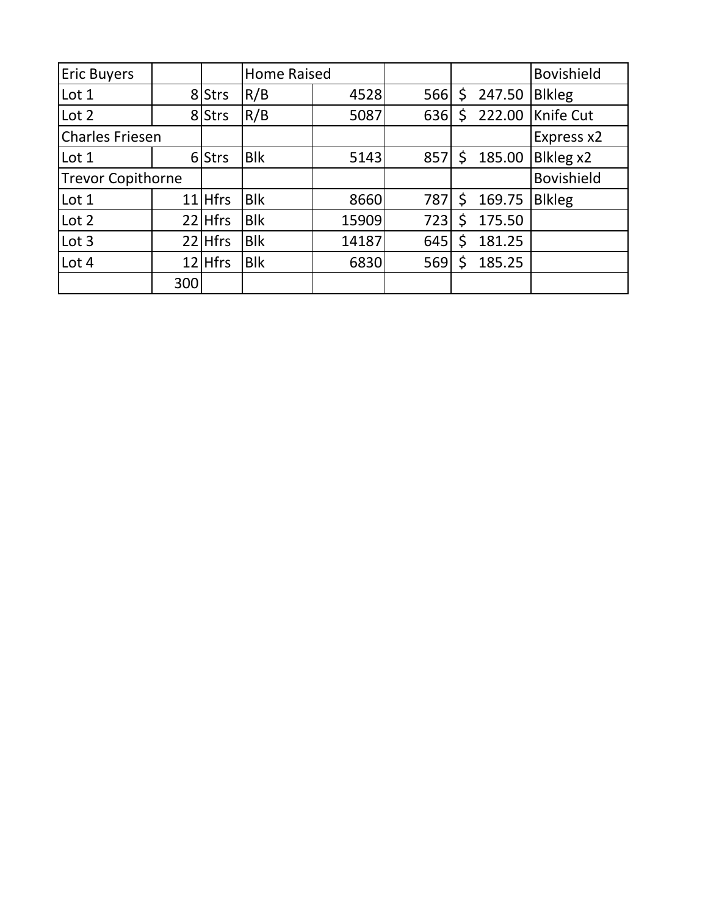| | | | | | | | |
|---|---|---|---|---|---|---|---|
| Eric Buyers | | | Home Raised | | | | Bovishield |
| Lot 1 | 8 | Strs | R/B | 4528 | 566 | $ 247.50 | Blkleg |
| Lot 2 | 8 | Strs | R/B | 5087 | 636 | $ 222.00 | Knife Cut |
| Charles Friesen | | | | | | | Express x2 |
| Lot 1 | 6 | Strs | Blk | 5143 | 857 | $ 185.00 | Blkleg x2 |
| Trevor Copithorne | | | | | | | Bovishield |
| Lot 1 | 11 | Hfrs | Blk | 8660 | 787 | $ 169.75 | Blkleg |
| Lot 2 | 22 | Hfrs | Blk | 15909 | 723 | $ 175.50 | |
| Lot 3 | 22 | Hfrs | Blk | 14187 | 645 | $ 181.25 | |
| Lot 4 | 12 | Hfrs | Blk | 6830 | 569 | $ 185.25 | |
| | 300 | | | | | | |